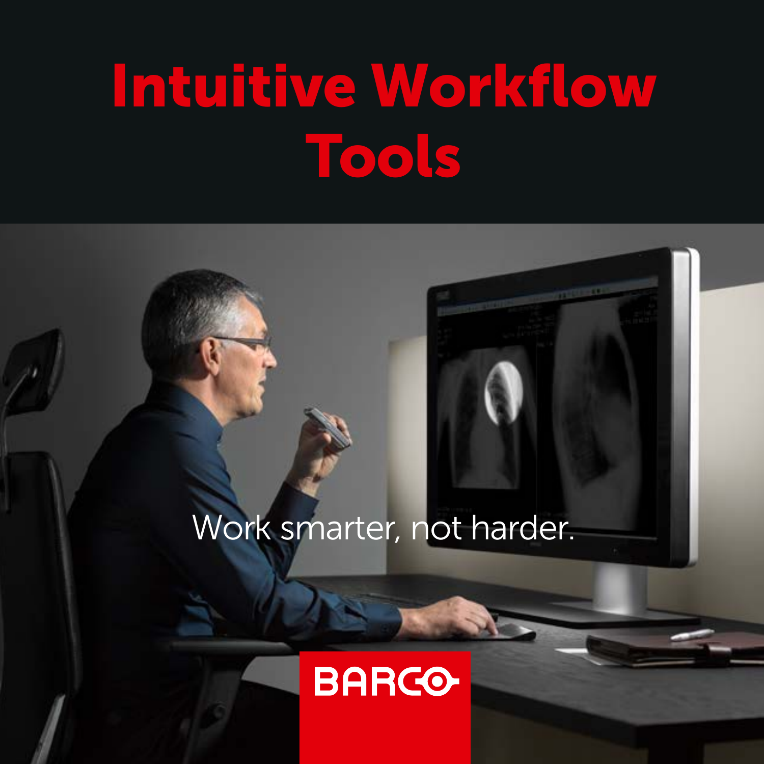# Intuitive Workflow Tools

Work smarter, not harder.

BARCO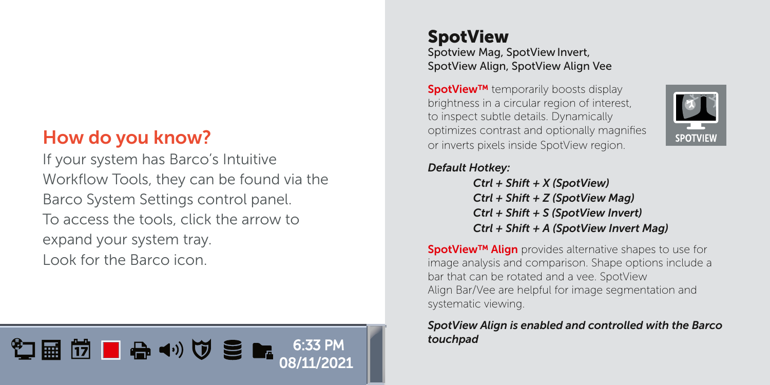## How do you know?

If your system has Barco's Intuitive Workflow Tools, they can be found via the Barco System Settings control panel. To access the tools, click the arrow to expand your system tray. Look for the Barco icon.

6:33 PM
08/11/2021

## SpotView

Spotview Mag, SpotView Invert, SpotView Align, SpotView Align Vee

**SpotView™** temporarily boosts display brightness in a circular region of interest, to inspect subtle details. Dynamically optimizes contrast and optionally magnifies or inverts pixels inside SpotView region.

SPOTVIEW

***Default Hotkey:***

*Ctrl + Shift + X (SpotView)*
*Ctrl + Shift + Z (SpotView Mag)*
*Ctrl + Shift + S (SpotView Invert)*
*Ctrl + Shift + A (SpotView Invert Mag)*

**SpotView™ Align** provides alternative shapes to use for image analysis and comparison. Shape options include a bar that can be rotated and a vee. SpotView Align Bar/Vee are helpful for image segmentation and systematic viewing.

***SpotView Align is enabled and controlled with the Barco touchpad***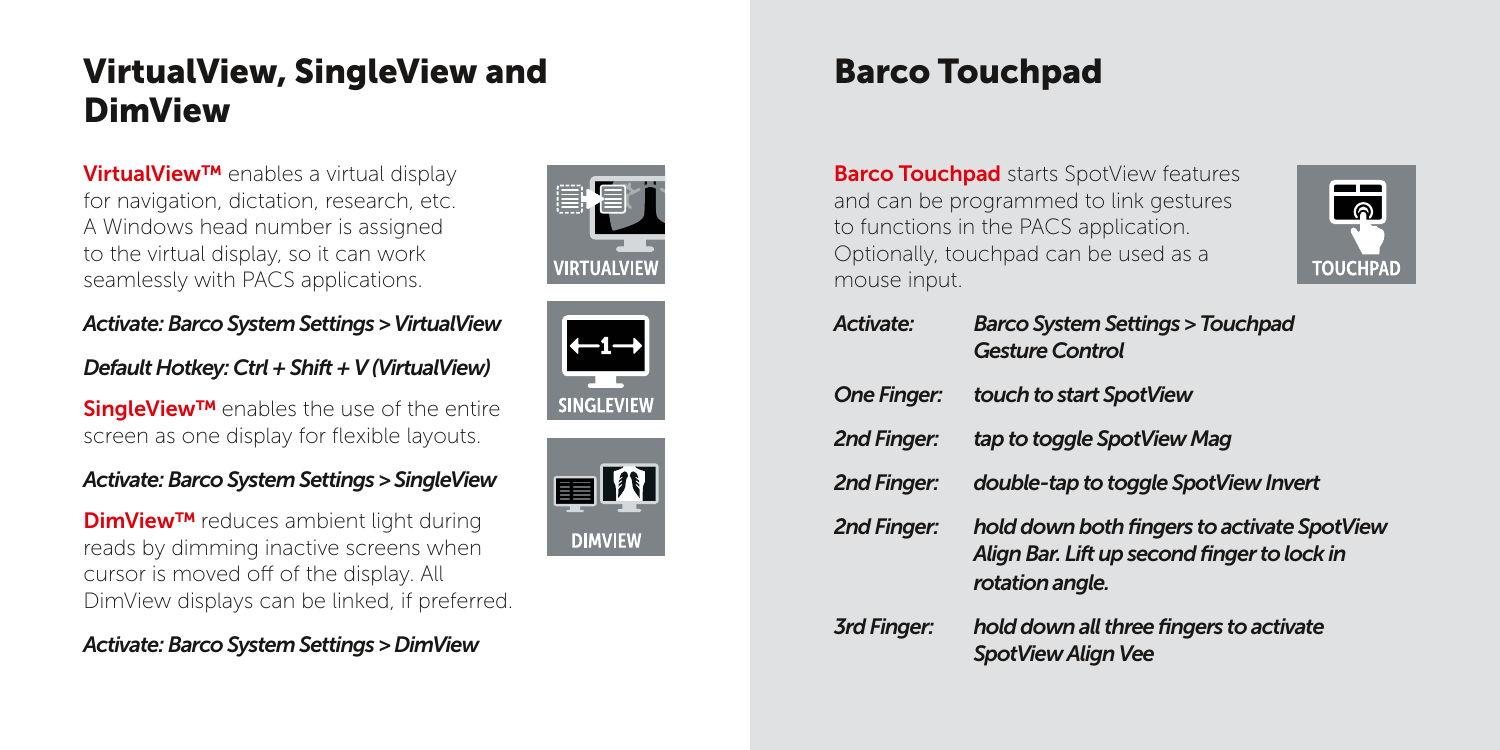## VirtualView, SingleView and DimView

**VirtualView™** enables a virtual display for navigation, dictation, research, etc. A Windows head number is assigned to the virtual display, so it can work seamlessly with PACS applications.

*Activate: Barco System Settings > VirtualView*

*Default Hotkey: Ctrl + Shift + V (VirtualView)*

**SingleView™** enables the use of the entire screen as one display for flexible layouts.

*Activate: Barco System Settings > SingleView*

**DimView™** reduces ambient light during reads by dimming inactive screens when cursor is moved off of the display. All DimView displays can be linked, if preferred.

*Activate: Barco System Settings > DimView*

## Barco Touchpad

**Barco Touchpad** starts SpotView features and can be programmed to link gestures to functions in the PACS application. Optionally, touchpad can be used as a mouse input.

| | |
|---|---|
| *Activate:* | *Barco System Settings > Touchpad Gesture Control* |
| *One Finger:* | *touch to start SpotView* |
| *2nd Finger:* | *tap to toggle SpotView Mag* |
| *2nd Finger:* | *double-tap to toggle SpotView Invert* |
| *2nd Finger:* | *hold down both fingers to activate SpotView Align Bar. Lift up second finger to lock in rotation angle.* |
| *3rd Finger:* | *hold down all three fingers to activate SpotView Align Vee* |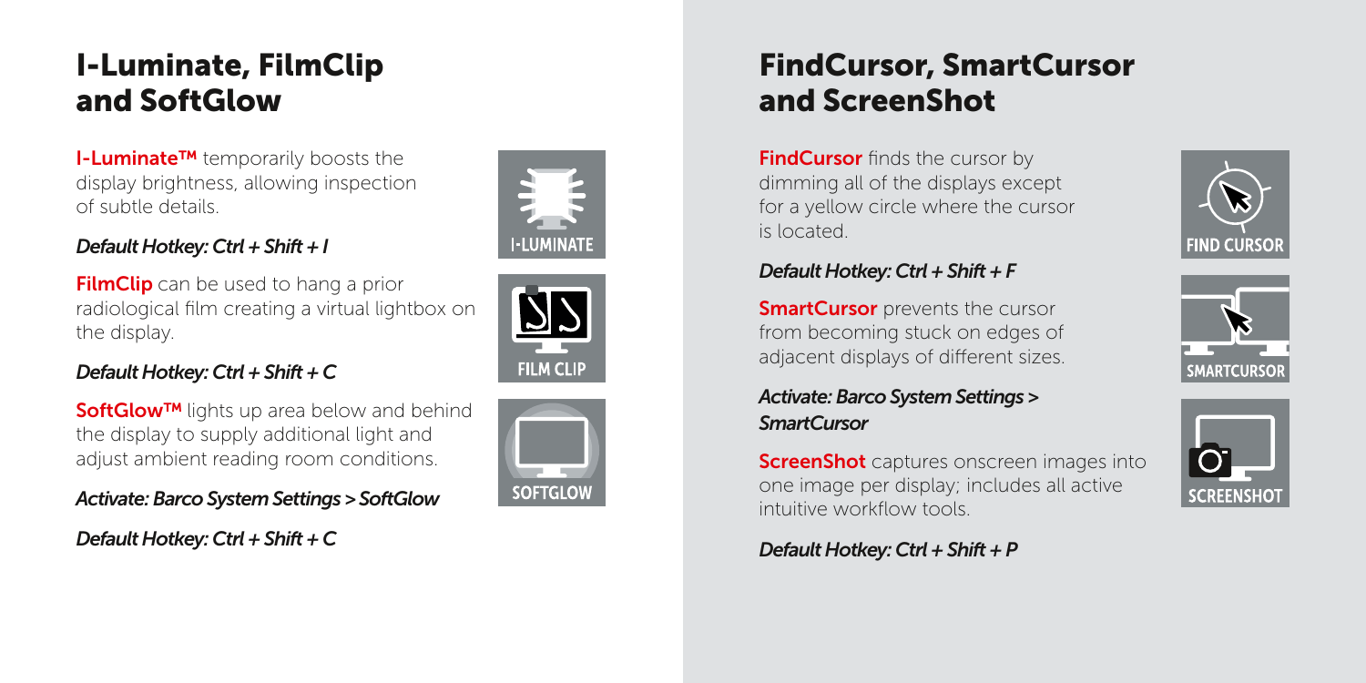## I-Luminate, FilmClip and SoftGlow

**I-Luminate™** temporarily boosts the display brightness, allowing inspection of subtle details.

*Default Hotkey: Ctrl + Shift + I*

I-LUMINATE

**FilmClip** can be used to hang a prior radiological film creating a virtual lightbox on the display.

*Default Hotkey: Ctrl + Shift + C*

FILM CLIP

**SoftGlow™** lights up area below and behind the display to supply additional light and adjust ambient reading room conditions.

*Activate: Barco System Settings > SoftGlow*

*Default Hotkey: Ctrl + Shift + C*

SOFTGLOW

## FindCursor, SmartCursor and ScreenShot

**FindCursor** finds the cursor by dimming all of the displays except for a yellow circle where the cursor is located.

*Default Hotkey: Ctrl + Shift + F*

FIND CURSOR

**SmartCursor** prevents the cursor from becoming stuck on edges of adjacent displays of different sizes.

*Activate: Barco System Settings > SmartCursor*

SMARTCURSOR

**ScreenShot** captures onscreen images into one image per display; includes all active intuitive workflow tools.

*Default Hotkey: Ctrl + Shift + P*

SCREENSHOT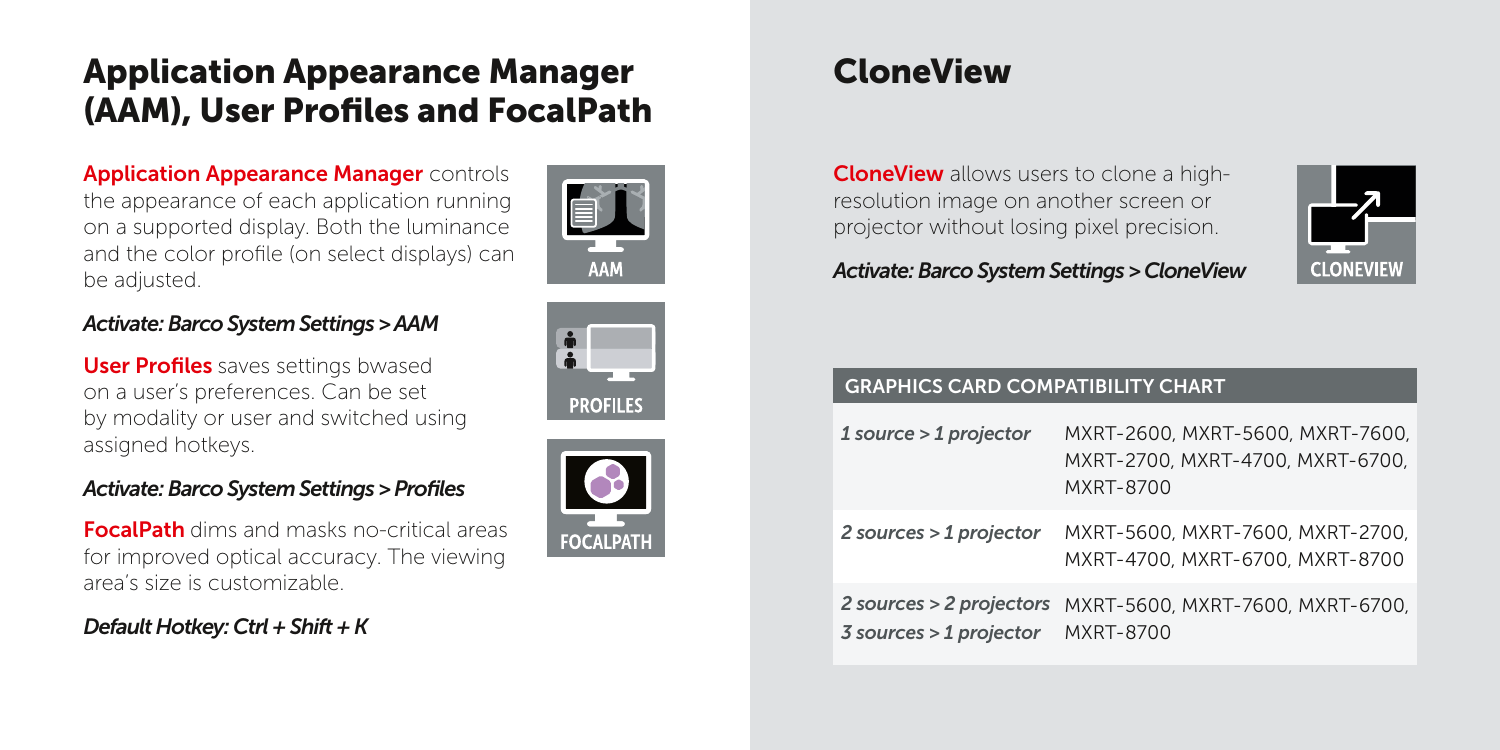## Application Appearance Manager (AAM), User Profiles and FocalPath

**Application Appearance Manager** controls the appearance of each application running on a supported display. Both the luminance and the color profile (on select displays) can be adjusted.

*Activate: Barco System Settings > AAM*

**User Profiles** saves settings bwased on a user's preferences. Can be set by modality or user and switched using assigned hotkeys.

*Activate: Barco System Settings > Profiles*

**FocalPath** dims and masks no-critical areas for improved optical accuracy. The viewing area's size is customizable.

*Default Hotkey: Ctrl + Shift + K*

## CloneView

**CloneView** allows users to clone a high-resolution image on another screen or projector without losing pixel precision.

*Activate: Barco System Settings > CloneView*

| GRAPHICS CARD COMPATIBILITY CHART | |
|---|---|
| *1 source > 1 projector* | MXRT-2600, MXRT-5600, MXRT-7600, MXRT-2700, MXRT-4700, MXRT-6700, MXRT-8700 |
| *2 sources > 1 projector* | MXRT-5600, MXRT-7600, MXRT-2700, MXRT-4700, MXRT-6700, MXRT-8700 |
| *2 sources > 2 projectors*<br>*3 sources > 1 projector* | MXRT-5600, MXRT-7600, MXRT-6700, MXRT-8700 |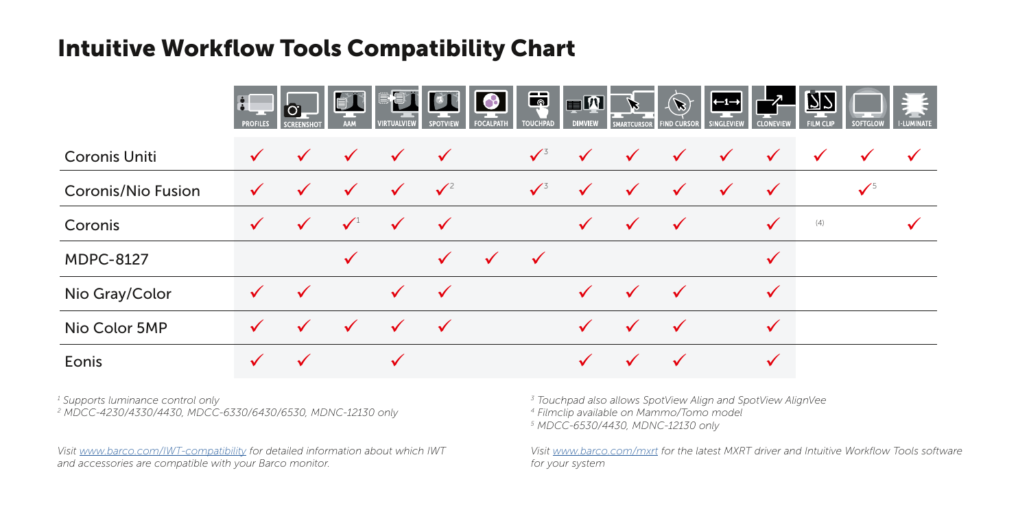# Intuitive Workflow Tools Compatibility Chart

| | PROFILES | SCREENSHOT | AAM | VIRTUALVIEW | SPOTVIEW | FOCALPATH | TOUCHPAD | DIMVIEW | SMARTCURSOR | FIND CURSOR | SINGLEVIEW | CLONEVIEW | FILM CLIP | SOFTGLOW | I-LUMINATE |
|---|---|---|---|---|---|---|---|---|---|---|---|---|---|---|---|
| Coronis Uniti | ✓ | ✓ | ✓ | ✓ | ✓ | | ✓[3] | ✓ | ✓ | ✓ | ✓ | ✓ | ✓ | ✓ | ✓ |
| Coronis/Nio Fusion | ✓ | ✓ | ✓ | ✓ | ✓[2] | | ✓[3] | ✓ | ✓ | ✓ | ✓ | ✓ | | ✓[5] | |
| Coronis | ✓ | ✓ | ✓[1] | ✓ | ✓ | | | ✓ | ✓ | ✓ | | ✓ | (4) | | ✓ |
| MDPC-8127 | | | ✓ | | ✓ | ✓ | ✓ | | | | | ✓ | | | |
| Nio Gray/Color | ✓ | ✓ | | ✓ | ✓ | | | ✓ | ✓ | ✓ | | ✓ | | | |
| Nio Color 5MP | ✓ | ✓ | ✓ | ✓ | ✓ | | | ✓ | ✓ | ✓ | | ✓ | | | |
| Eonis | ✓ | ✓ | | ✓ | | | | ✓ | ✓ | ✓ | | ✓ | | | |

*[1] Supports luminance control only*
*[2] MDCC-4230/4330/4430, MDCC-6330/6430/6530, MDNC-12130 only*
*[3] Touchpad also allows SpotView Align and SpotView AlignVee*
*[4] Filmclip available on Mammo/Tomo model*
*[5] MDCC-6530/4430, MDNC-12130 only*

*Visit www.barco.com/IWT-compatibility for detailed information about which IWT and accessories are compatible with your Barco monitor.*

*Visit www.barco.com/mxrt for the latest MXRT driver and Intuitive Workflow Tools software for your system*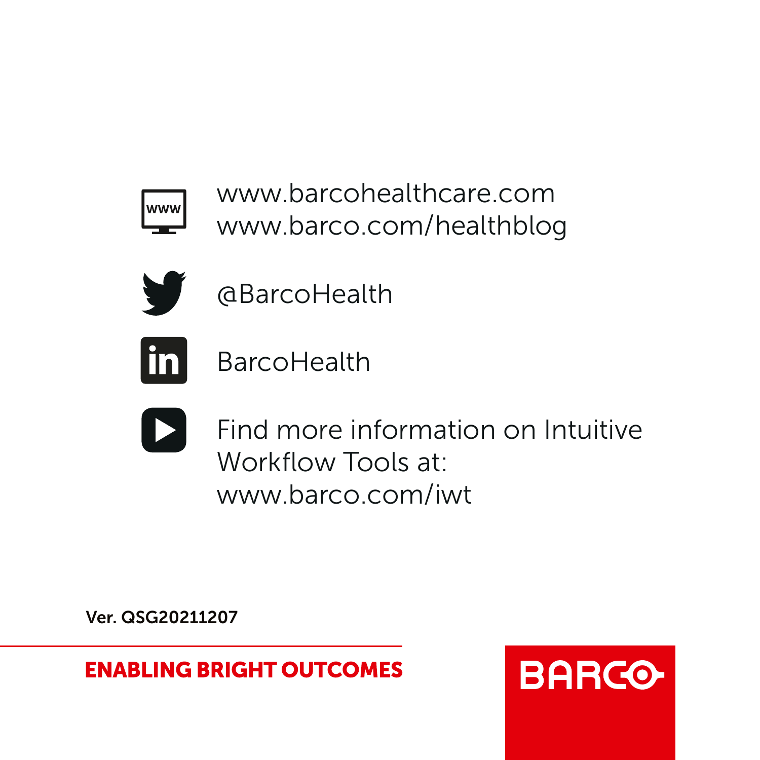www.barcohealthcare.com
www.barco.com/healthblog

@BarcoHealth

BarcoHealth

Find more information on Intuitive Workflow Tools at:
www.barco.com/iwt

Ver. QSG20211207

**ENABLING BRIGHT OUTCOMES**

BARCO